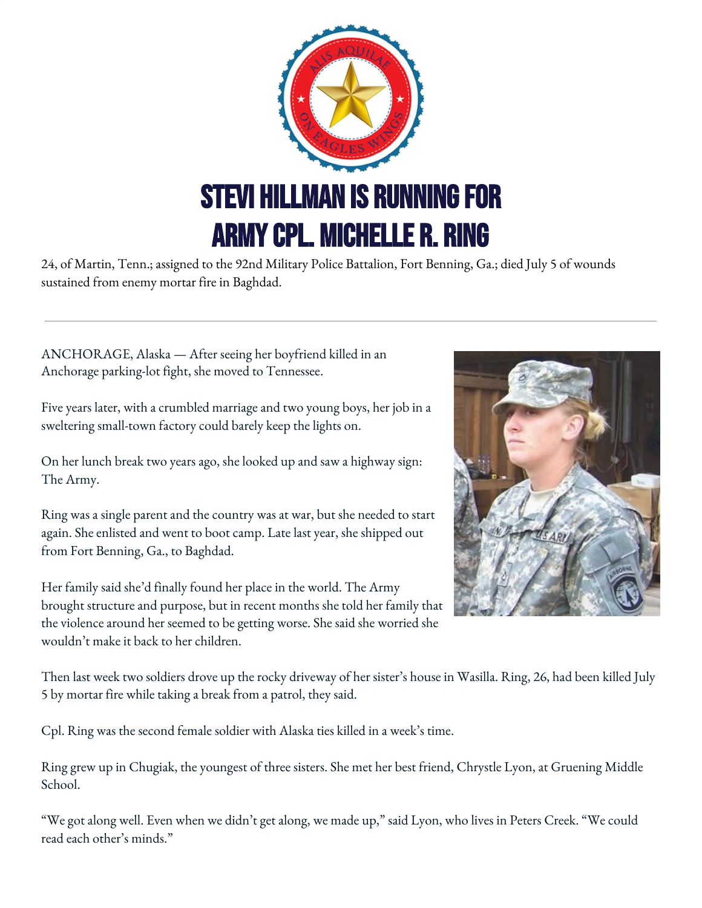# STEVI HILLMAN IS RUNNING FOR ARMY CPL. MICHELLE R. RING

24, of Martin, Tenn.; assigned to the 92nd Military Police Battalion, Fort Benning, Ga.; died July 5 of wounds sustained from enemy mortar fire in Baghdad.

---

ANCHORAGE, Alaska — After seeing her boyfriend killed in an Anchorage parking-lot fight, she moved to Tennessee.

Five years later, with a crumbled marriage and two young boys, her job in a sweltering small-town factory could barely keep the lights on.

On her lunch break two years ago, she looked up and saw a highway sign: The Army.

Ring was a single parent and the country was at war, but she needed to start again. She enlisted and went to boot camp. Late last year, she shipped out from Fort Benning, Ga., to Baghdad.

Her family said she'd finally found her place in the world. The Army brought structure and purpose, but in recent months she told her family that the violence around her seemed to be getting worse. She said she worried she wouldn't make it back to her children.

Then last week two soldiers drove up the rocky driveway of her sister's house in Wasilla. Ring, 26, had been killed July 5 by mortar fire while taking a break from a patrol, they said.

Cpl. Ring was the second female soldier with Alaska ties killed in a week's time.

Ring grew up in Chugiak, the youngest of three sisters. She met her best friend, Chrystle Lyon, at Gruening Middle School.

"We got along well. Even when we didn't get along, we made up," said Lyon, who lives in Peters Creek. "We could read each other's minds."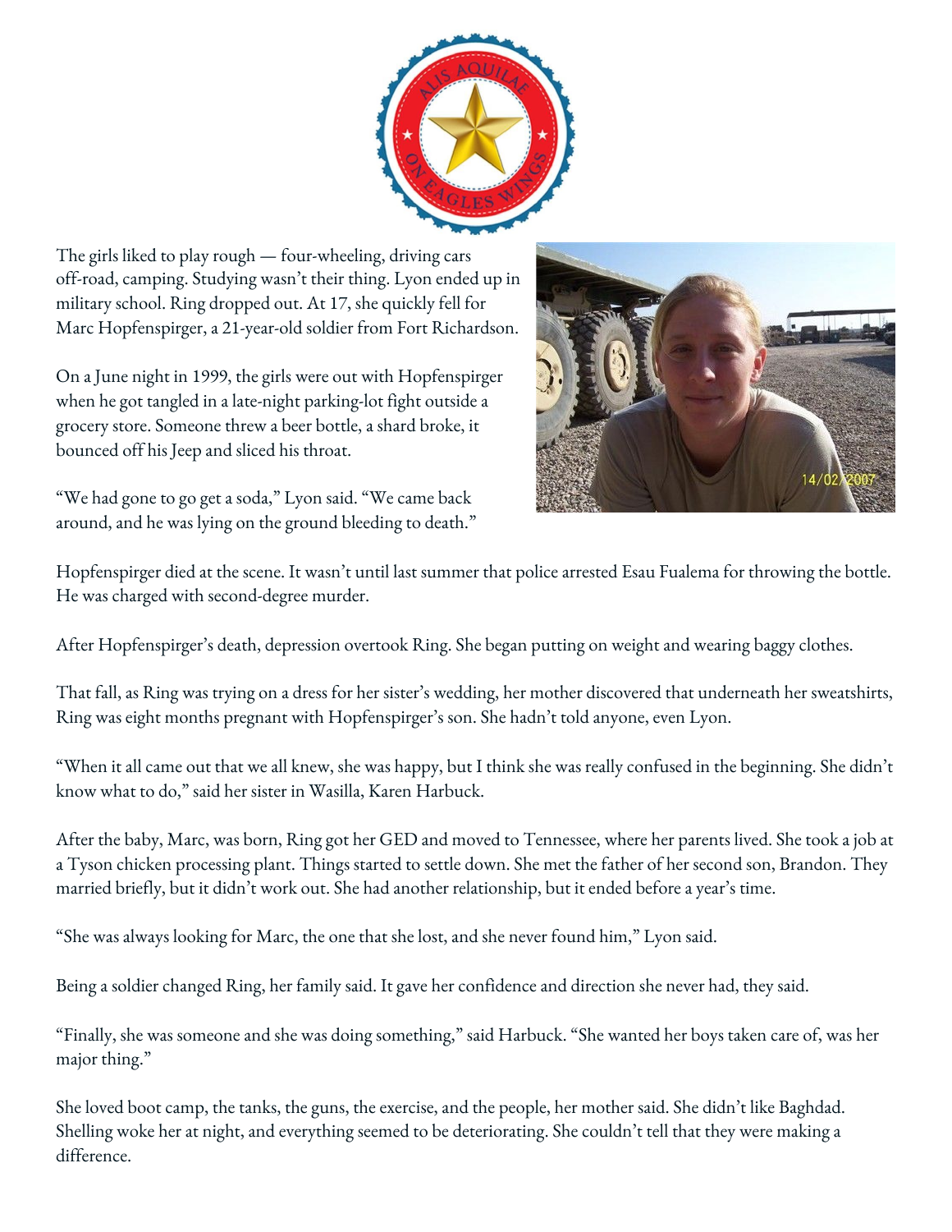The girls liked to play rough — four-wheeling, driving cars off-road, camping. Studying wasn't their thing. Lyon ended up in military school. Ring dropped out. At 17, she quickly fell for Marc Hopfenspirger, a 21-year-old soldier from Fort Richardson.

On a June night in 1999, the girls were out with Hopfenspirger when he got tangled in a late-night parking-lot fight outside a grocery store. Someone threw a beer bottle, a shard broke, it bounced off his Jeep and sliced his throat.

"We had gone to go get a soda," Lyon said. "We came back around, and he was lying on the ground bleeding to death."

Hopfenspirger died at the scene. It wasn't until last summer that police arrested Esau Fualema for throwing the bottle. He was charged with second-degree murder.

After Hopfenspirger's death, depression overtook Ring. She began putting on weight and wearing baggy clothes.

That fall, as Ring was trying on a dress for her sister's wedding, her mother discovered that underneath her sweatshirts, Ring was eight months pregnant with Hopfenspirger's son. She hadn't told anyone, even Lyon.

"When it all came out that we all knew, she was happy, but I think she was really confused in the beginning. She didn't know what to do," said her sister in Wasilla, Karen Harbuck.

After the baby, Marc, was born, Ring got her GED and moved to Tennessee, where her parents lived. She took a job at a Tyson chicken processing plant. Things started to settle down. She met the father of her second son, Brandon. They married briefly, but it didn't work out. She had another relationship, but it ended before a year's time.

"She was always looking for Marc, the one that she lost, and she never found him," Lyon said.

Being a soldier changed Ring, her family said. It gave her confidence and direction she never had, they said.

"Finally, she was someone and she was doing something," said Harbuck. "She wanted her boys taken care of, was her major thing."

She loved boot camp, the tanks, the guns, the exercise, and the people, her mother said. She didn't like Baghdad. Shelling woke her at night, and everything seemed to be deteriorating. She couldn't tell that they were making a difference.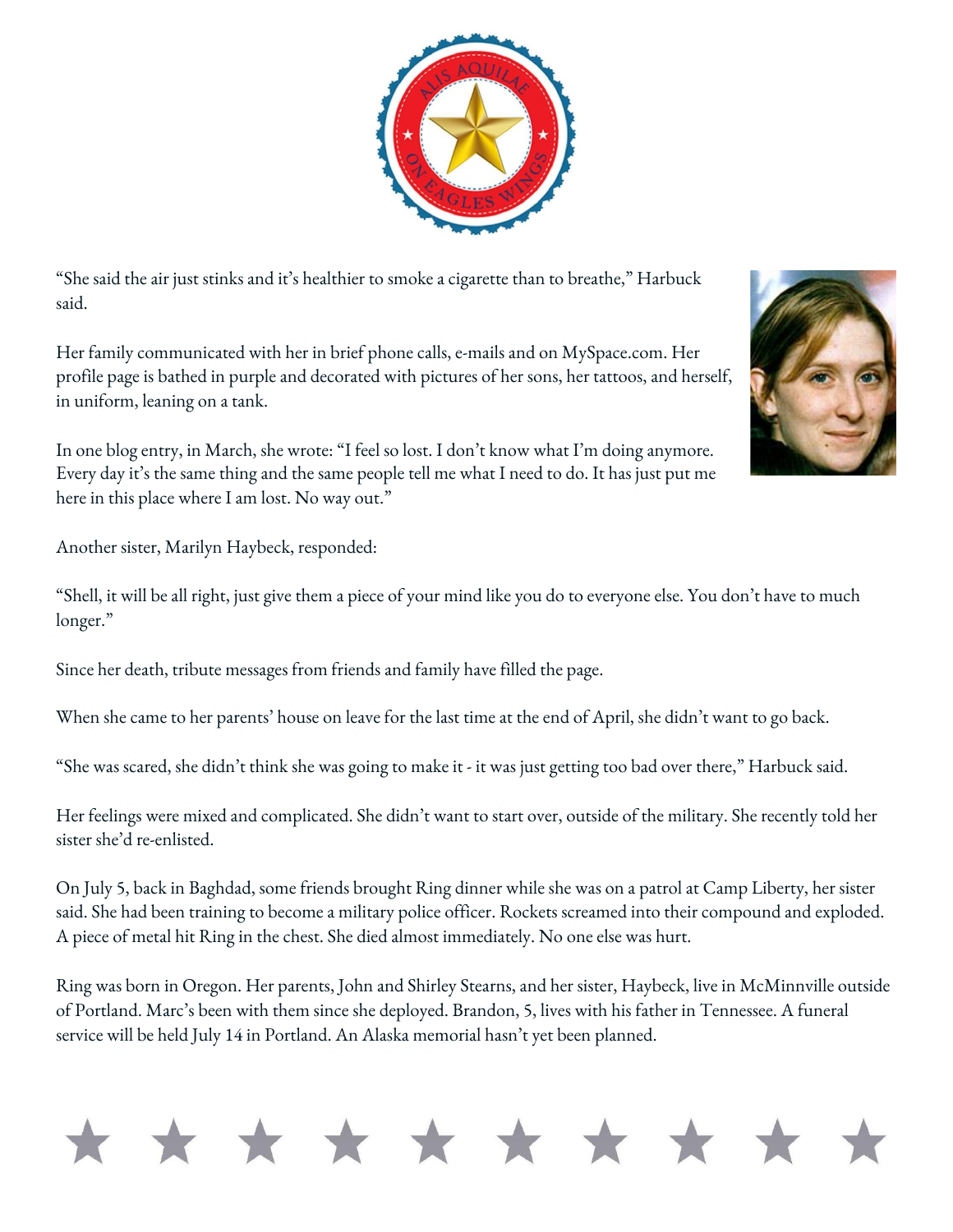"She said the air just stinks and it's healthier to smoke a cigarette than to breathe," Harbuck said.

Her family communicated with her in brief phone calls, e-mails and on MySpace.com. Her profile page is bathed in purple and decorated with pictures of her sons, her tattoos, and herself, in uniform, leaning on a tank.

In one blog entry, in March, she wrote: "I feel so lost. I don't know what I'm doing anymore. Every day it's the same thing and the same people tell me what I need to do. It has just put me here in this place where I am lost. No way out."

Another sister, Marilyn Haybeck, responded:

"Shell, it will be all right, just give them a piece of your mind like you do to everyone else. You don't have to much longer."

Since her death, tribute messages from friends and family have filled the page.

When she came to her parents' house on leave for the last time at the end of April, she didn't want to go back.

"She was scared, she didn't think she was going to make it - it was just getting too bad over there," Harbuck said.

Her feelings were mixed and complicated. She didn't want to start over, outside of the military. She recently told her sister she'd re-enlisted.

On July 5, back in Baghdad, some friends brought Ring dinner while she was on a patrol at Camp Liberty, her sister said. She had been training to become a military police officer. Rockets screamed into their compound and exploded. A piece of metal hit Ring in the chest. She died almost immediately. No one else was hurt.

Ring was born in Oregon. Her parents, John and Shirley Stearns, and her sister, Haybeck, live in McMinnville outside of Portland. Marc's been with them since she deployed. Brandon, 5, lives with his father in Tennessee. A funeral service will be held July 14 in Portland. An Alaska memorial hasn't yet been planned.